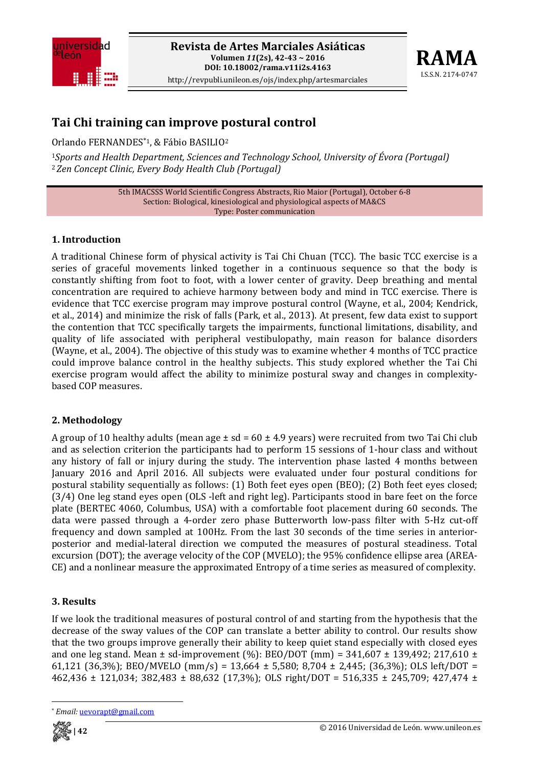# Tai Chi training can improve postural control

Orlando FERNANDES*[1], & Fábio BASILIO[2]

[1]*Sports and Health Department, Sciences and Technology School, University of Évora (Portugal)*
[2]*Zen Concept Clinic, Every Body Health Club (Portugal)*

5th IMACSSS World Scientific Congress Abstracts, Rio Maior (Portugal), October 6-8
Section: Biological, kinesiological and physiological aspects of MA&CS
Type: Poster communication

## 1. Introduction

A traditional Chinese form of physical activity is Tai Chi Chuan (TCC). The basic TCC exercise is a series of graceful movements linked together in a continuous sequence so that the body is constantly shifting from foot to foot, with a lower center of gravity. Deep breathing and mental concentration are required to achieve harmony between body and mind in TCC exercise. There is evidence that TCC exercise program may improve postural control (Wayne, et al., 2004; Kendrick, et al., 2014) and minimize the risk of falls (Park, et al., 2013). At present, few data exist to support the contention that TCC specifically targets the impairments, functional limitations, disability, and quality of life associated with peripheral vestibulopathy, main reason for balance disorders (Wayne, et al., 2004). The objective of this study was to examine whether 4 months of TCC practice could improve balance control in the healthy subjects. This study explored whether the Tai Chi exercise program would affect the ability to minimize postural sway and changes in complexity-based COP measures.

## 2. Methodology

A group of 10 healthy adults (mean age ± sd = 60 ± 4.9 years) were recruited from two Tai Chi club and as selection criterion the participants had to perform 15 sessions of 1-hour class and without any history of fall or injury during the study. The intervention phase lasted 4 months between January 2016 and April 2016. All subjects were evaluated under four postural conditions for postural stability sequentially as follows: (1) Both feet eyes open (BEO); (2) Both feet eyes closed; (3/4) One leg stand eyes open (OLS -left and right leg). Participants stood in bare feet on the force plate (BERTEC 4060, Columbus, USA) with a comfortable foot placement during 60 seconds. The data were passed through a 4-order zero phase Butterworth low-pass filter with 5-Hz cut-off frequency and down sampled at 100Hz. From the last 30 seconds of the time series in anterior-posterior and medial-lateral direction we computed the measures of postural steadiness. Total excursion (DOT); the average velocity of the COP (MVELO); the 95% confidence ellipse area (AREA-CE) and a nonlinear measure the approximated Entropy of a time series as measured of complexity.

## 3. Results

If we look the traditional measures of postural control of and starting from the hypothesis that the decrease of the sway values of the COP can translate a better ability to control. Our results show that the two groups improve generally their ability to keep quiet stand especially with closed eyes and one leg stand. Mean ± sd-improvement (%): BEO/DOT (mm) = 341,607 ± 139,492; 217,610 ± 61,121 (36,3%); BEO/MVELO (mm/s) = 13,664 ± 5,580; 8,704 ± 2,445; (36,3%); OLS left/DOT = 462,436 ± 121,034; 382,483 ± 88,632 (17,3%); OLS right/DOT = 516,335 ± 245,709; 427,474 ±

* *Email:* uevorapt@gmail.com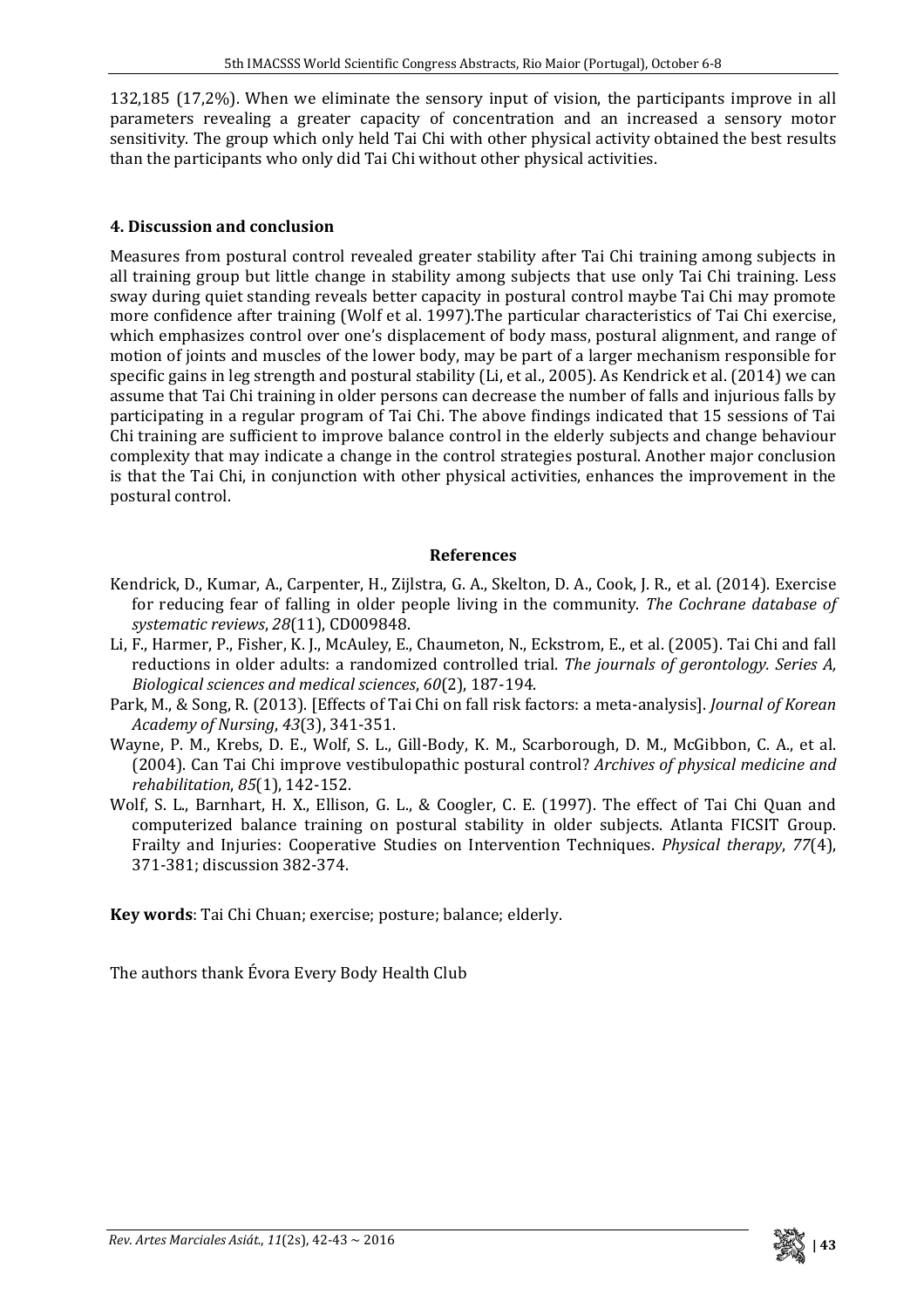132,185 (17,2%). When we eliminate the sensory input of vision, the participants improve in all parameters revealing a greater capacity of concentration and an increased a sensory motor sensitivity. The group which only held Tai Chi with other physical activity obtained the best results than the participants who only did Tai Chi without other physical activities.

### 4. Discussion and conclusion

Measures from postural control revealed greater stability after Tai Chi training among subjects in all training group but little change in stability among subjects that use only Tai Chi training. Less sway during quiet standing reveals better capacity in postural control maybe Tai Chi may promote more confidence after training (Wolf et al. 1997).The particular characteristics of Tai Chi exercise, which emphasizes control over one's displacement of body mass, postural alignment, and range of motion of joints and muscles of the lower body, may be part of a larger mechanism responsible for specific gains in leg strength and postural stability (Li, et al., 2005). As Kendrick et al. (2014) we can assume that Tai Chi training in older persons can decrease the number of falls and injurious falls by participating in a regular program of Tai Chi. The above findings indicated that 15 sessions of Tai Chi training are sufficient to improve balance control in the elderly subjects and change behaviour complexity that may indicate a change in the control strategies postural. Another major conclusion is that the Tai Chi, in conjunction with other physical activities, enhances the improvement in the postural control.

### References

Kendrick, D., Kumar, A., Carpenter, H., Zijlstra, G. A., Skelton, D. A., Cook, J. R., et al. (2014). Exercise for reducing fear of falling in older people living in the community. *The Cochrane database of systematic reviews*, *28*(11), CD009848.

Li, F., Harmer, P., Fisher, K. J., McAuley, E., Chaumeton, N., Eckstrom, E., et al. (2005). Tai Chi and fall reductions in older adults: a randomized controlled trial. *The journals of gerontology. Series A, Biological sciences and medical sciences*, *60*(2), 187-194.

Park, M., & Song, R. (2013). [Effects of Tai Chi on fall risk factors: a meta-analysis]. *Journal of Korean Academy of Nursing*, *43*(3), 341-351.

Wayne, P. M., Krebs, D. E., Wolf, S. L., Gill-Body, K. M., Scarborough, D. M., McGibbon, C. A., et al. (2004). Can Tai Chi improve vestibulopathic postural control? *Archives of physical medicine and rehabilitation*, *85*(1), 142-152.

Wolf, S. L., Barnhart, H. X., Ellison, G. L., & Coogler, C. E. (1997). The effect of Tai Chi Quan and computerized balance training on postural stability in older subjects. Atlanta FICSIT Group. Frailty and Injuries: Cooperative Studies on Intervention Techniques. *Physical therapy*, *77*(4), 371-381; discussion 382-374.

**Key words**: Tai Chi Chuan; exercise; posture; balance; elderly.

The authors thank Évora Every Body Health Club